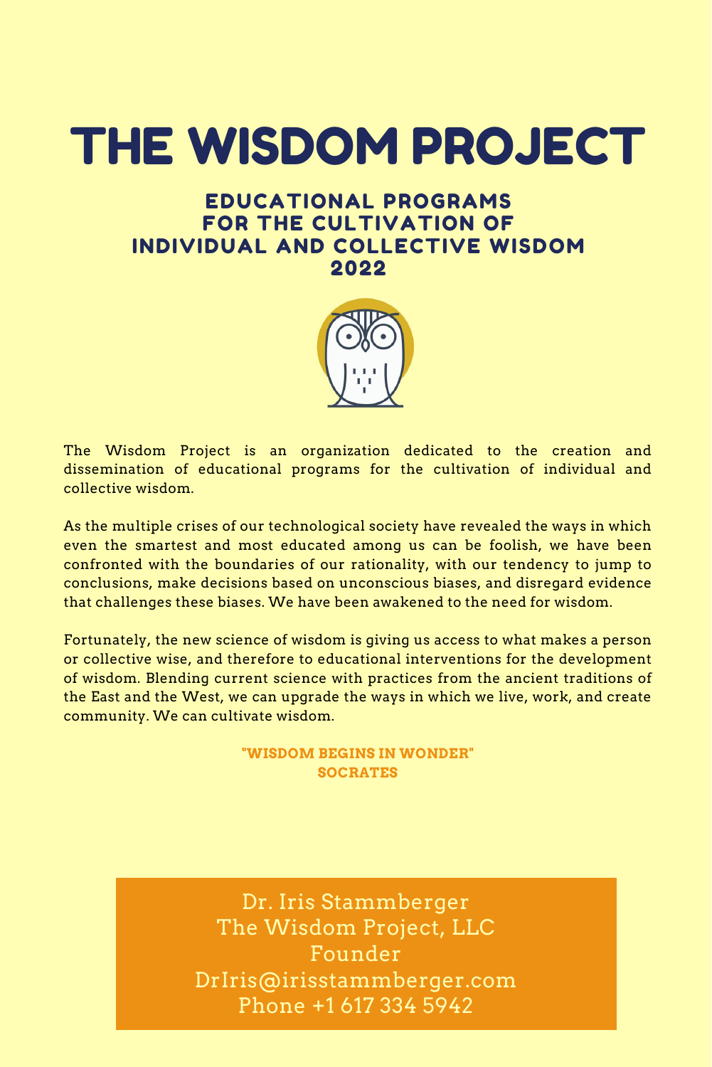# THE WISDOM PROJECT

## EDUCATIONAL PROGRAMS FOR THE CULTIVATION OF INDIVIDUAL AND COLLECTIVE WISDOM 2022

The Wisdom Project is an organization dedicated to the creation and dissemination of educational programs for the cultivation of individual and collective wisdom.

As the multiple crises of our technological society have revealed the ways in which even the smartest and most educated among us can be foolish, we have been confronted with the boundaries of our rationality, with our tendency to jump to conclusions, make decisions based on unconscious biases, and disregard evidence that challenges these biases. We have been awakened to the need for wisdom.

Fortunately, the new science of wisdom is giving us access to what makes a person or collective wise, and therefore to educational interventions for the development of wisdom. Blending current science with practices from the ancient traditions of the East and the West, we can upgrade the ways in which we live, work, and create community. We can cultivate wisdom.

**"WISDOM BEGINS IN WONDER"**
**SOCRATES**

Dr. Iris Stammberger
The Wisdom Project, LLC
Founder
DrIris@irisstammberger.com
Phone +1 617 334 5942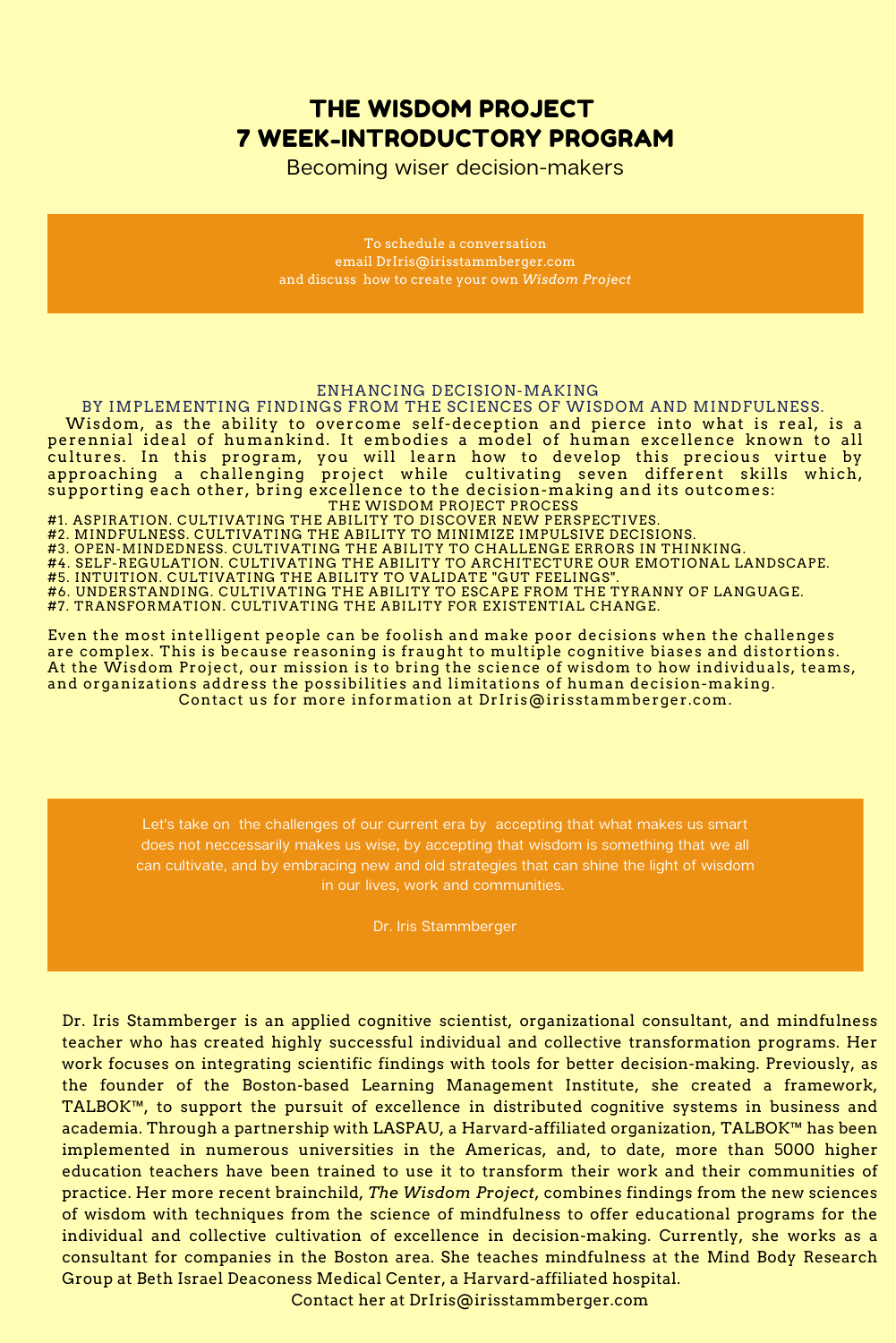# THE WISDOM PROJECT
# 7 WEEK-INTRODUCTORY PROGRAM

Becoming wiser decision-makers

To schedule a conversation
email DrIris@irisstammberger.com
and discuss how to create your own *Wisdom Project*

## ENHANCING DECISION-MAKING
## BY IMPLEMENTING FINDINGS FROM THE SCIENCES OF WISDOM AND MINDFULNESS.

Wisdom, as the ability to overcome self-deception and pierce into what is real, is a perennial ideal of humankind. It embodies a model of human excellence known to all cultures. In this program, you will learn how to develop this precious virtue by approaching a challenging project while cultivating seven different skills which, supporting each other, bring excellence to the decision-making and its outcomes:

THE WISDOM PROJECT PROCESS

#1. ASPIRATION. CULTIVATING THE ABILITY TO DISCOVER NEW PERSPECTIVES.
#2. MINDFULNESS. CULTIVATING THE ABILITY TO MINIMIZE IMPULSIVE DECISIONS.
#3. OPEN-MINDEDNESS. CULTIVATING THE ABILITY TO CHALLENGE ERRORS IN THINKING.
#4. SELF-REGULATION. CULTIVATING THE ABILITY TO ARCHITECTURE OUR EMOTIONAL LANDSCAPE.
#5. INTUITION. CULTIVATING THE ABILITY TO VALIDATE "GUT FEELINGS".
#6. UNDERSTANDING. CULTIVATING THE ABILITY TO ESCAPE FROM THE TYRANNY OF LANGUAGE.
#7. TRANSFORMATION. CULTIVATING THE ABILITY FOR EXISTENTIAL CHANGE.

Even the most intelligent people can be foolish and make poor decisions when the challenges are complex. This is because reasoning is fraught to multiple cognitive biases and distortions. At the Wisdom Project, our mission is to bring the science of wisdom to how individuals, teams, and organizations address the possibilities and limitations of human decision-making.
Contact us for more information at DrIris@irisstammberger.com.

Let's take on the challenges of our current era by accepting that what makes us smart does not neccessarily makes us wise, by accepting that wisdom is something that we all can cultivate, and by embracing new and old strategies that can shine the light of wisdom in our lives, work and communities.

Dr. Iris Stammberger

Dr. Iris Stammberger is an applied cognitive scientist, organizational consultant, and mindfulness teacher who has created highly successful individual and collective transformation programs. Her work focuses on integrating scientific findings with tools for better decision-making. Previously, as the founder of the Boston-based Learning Management Institute, she created a framework, TALBOK™, to support the pursuit of excellence in distributed cognitive systems in business and academia. Through a partnership with LASPAU, a Harvard-affiliated organization, TALBOK™ has been implemented in numerous universities in the Americas, and, to date, more than 5000 higher education teachers have been trained to use it to transform their work and their communities of practice. Her more recent brainchild, *The Wisdom Project*, combines findings from the new sciences of wisdom with techniques from the science of mindfulness to offer educational programs for the individual and collective cultivation of excellence in decision-making. Currently, she works as a consultant for companies in the Boston area. She teaches mindfulness at the Mind Body Research Group at Beth Israel Deaconess Medical Center, a Harvard-affiliated hospital.

Contact her at DrIris@irisstammberger.com